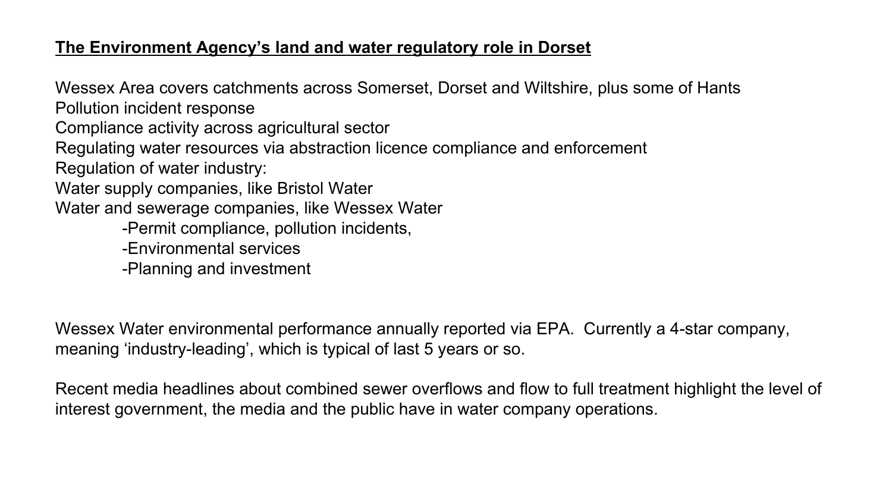**The Environment Agency's land and water regulatory role in Dorset**

Wessex Area covers catchments across Somerset, Dorset and Wiltshire, plus some of Hants
Pollution incident response
Compliance activity across agricultural sector
Regulating water resources via abstraction licence compliance and enforcement
Regulation of water industry:
Water supply companies, like Bristol Water
Water and sewerage companies, like Wessex Water

- Permit compliance, pollution incidents,
- Environmental services
- Planning and investment

Wessex Water environmental performance annually reported via EPA. Currently a 4-star company, meaning 'industry-leading', which is typical of last 5 years or so.

Recent media headlines about combined sewer overflows and flow to full treatment highlight the level of interest government, the media and the public have in water company operations.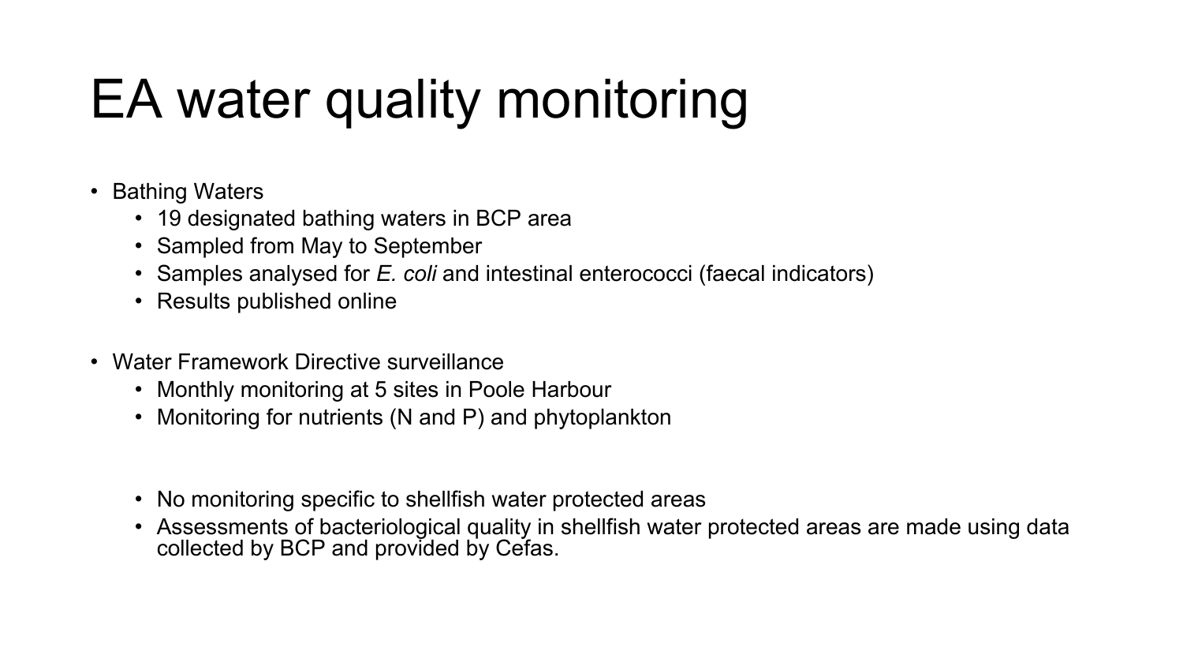# EA water quality monitoring

- Bathing Waters
  - 19 designated bathing waters in BCP area
  - Sampled from May to September
  - Samples analysed for *E. coli* and intestinal enterococci (faecal indicators)
  - Results published online

- Water Framework Directive surveillance
  - Monthly monitoring at 5 sites in Poole Harbour
  - Monitoring for nutrients (N and P) and phytoplankton

  - No monitoring specific to shellfish water protected areas
  - Assessments of bacteriological quality in shellfish water protected areas are made using data collected by BCP and provided by Cefas.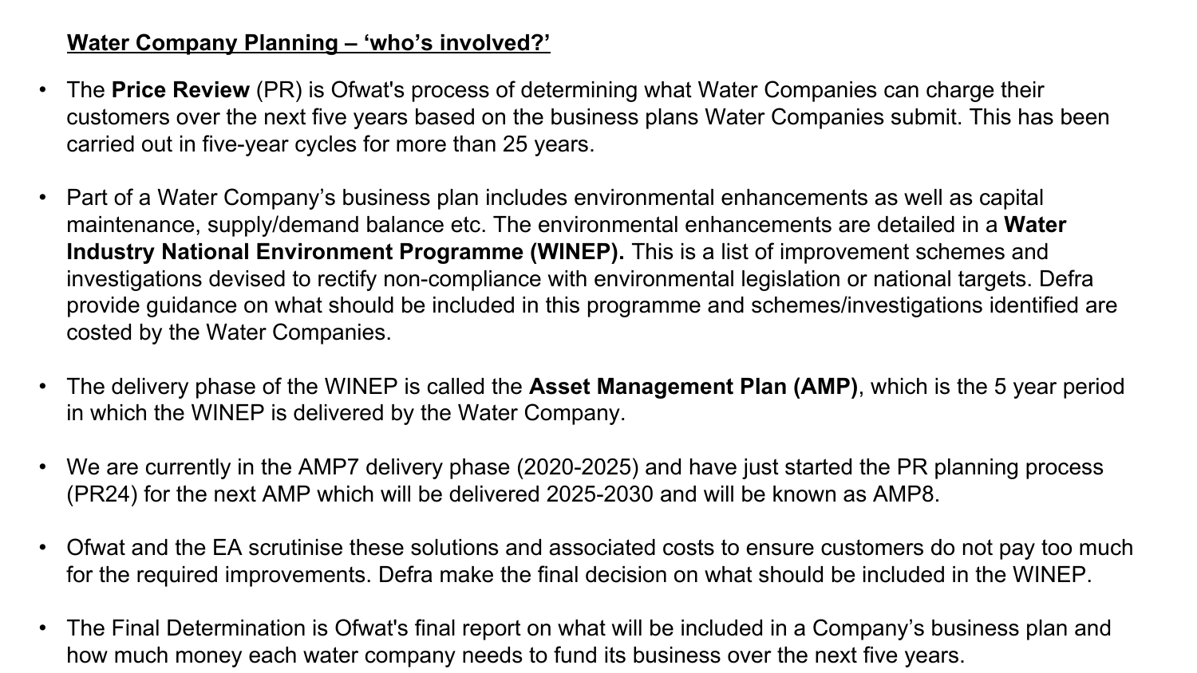## <u>Water Company Planning – ‘who’s involved?’</u>

- The **Price Review** (PR) is Ofwat's process of determining what Water Companies can charge their customers over the next five years based on the business plans Water Companies submit. This has been carried out in five-year cycles for more than 25 years.

- Part of a Water Company’s business plan includes environmental enhancements as well as capital maintenance, supply/demand balance etc. The environmental enhancements are detailed in a **Water Industry National Environment Programme (WINEP).** This is a list of improvement schemes and investigations devised to rectify non-compliance with environmental legislation or national targets. Defra provide guidance on what should be included in this programme and schemes/investigations identified are costed by the Water Companies.

- The delivery phase of the WINEP is called the **Asset Management Plan (AMP)**, which is the 5 year period in which the WINEP is delivered by the Water Company.

- We are currently in the AMP7 delivery phase (2020-2025) and have just started the PR planning process (PR24) for the next AMP which will be delivered 2025-2030 and will be known as AMP8.

- Ofwat and the EA scrutinise these solutions and associated costs to ensure customers do not pay too much for the required improvements. Defra make the final decision on what should be included in the WINEP.

- The Final Determination is Ofwat's final report on what will be included in a Company’s business plan and how much money each water company needs to fund its business over the next five years.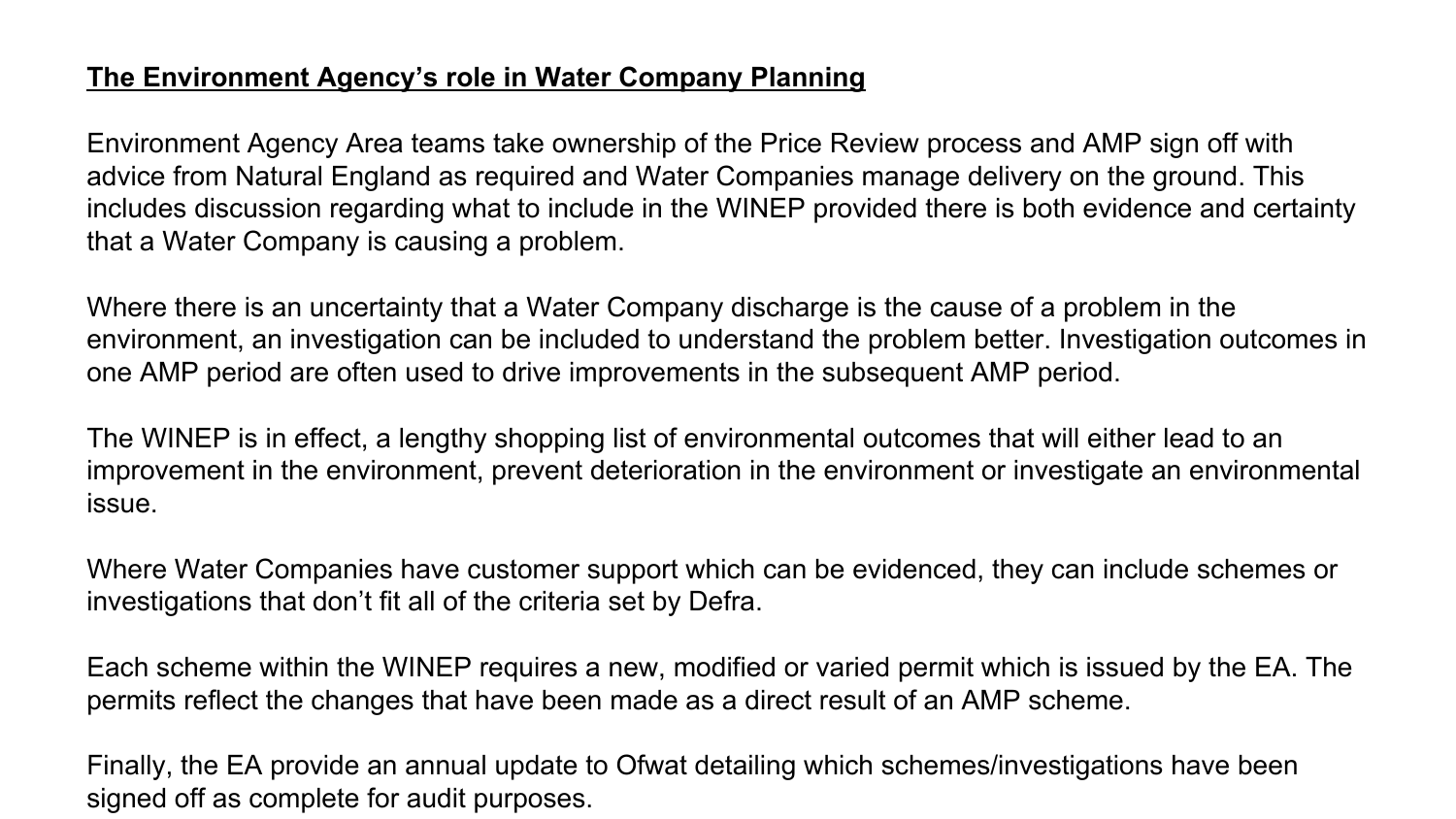**<u>The Environment Agency's role in Water Company Planning</u>**

Environment Agency Area teams take ownership of the Price Review process and AMP sign off with advice from Natural England as required and Water Companies manage delivery on the ground. This includes discussion regarding what to include in the WINEP provided there is both evidence and certainty that a Water Company is causing a problem.

Where there is an uncertainty that a Water Company discharge is the cause of a problem in the environment, an investigation can be included to understand the problem better. Investigation outcomes in one AMP period are often used to drive improvements in the subsequent AMP period.

The WINEP is in effect, a lengthy shopping list of environmental outcomes that will either lead to an improvement in the environment, prevent deterioration in the environment or investigate an environmental issue.

Where Water Companies have customer support which can be evidenced, they can include schemes or investigations that don't fit all of the criteria set by Defra.

Each scheme within the WINEP requires a new, modified or varied permit which is issued by the EA. The permits reflect the changes that have been made as a direct result of an AMP scheme.

Finally, the EA provide an annual update to Ofwat detailing which schemes/investigations have been signed off as complete for audit purposes.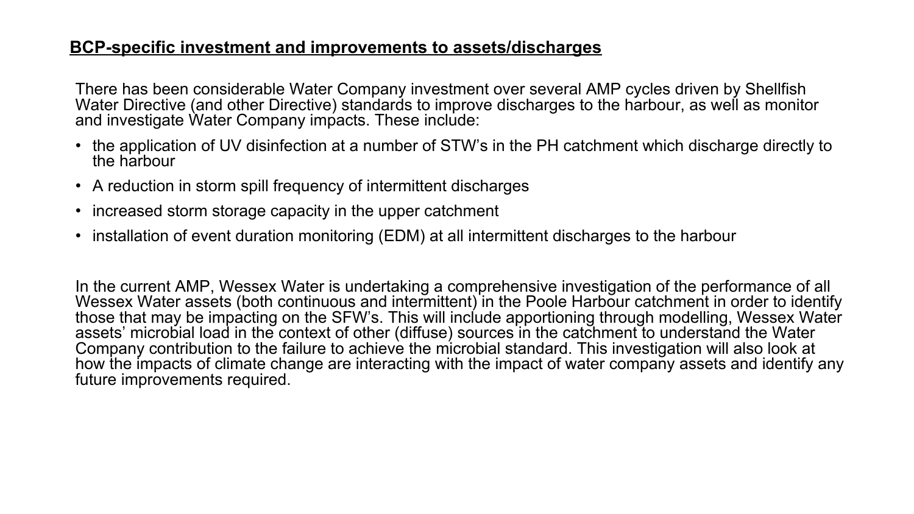## BCP-specific investment and improvements to assets/discharges

There has been considerable Water Company investment over several AMP cycles driven by Shellfish Water Directive (and other Directive) standards to improve discharges to the harbour, as well as monitor and investigate Water Company impacts. These include:

- the application of UV disinfection at a number of STW's in the PH catchment which discharge directly to the harbour
- A reduction in storm spill frequency of intermittent discharges
- increased storm storage capacity in the upper catchment
- installation of event duration monitoring (EDM) at all intermittent discharges to the harbour

In the current AMP, Wessex Water is undertaking a comprehensive investigation of the performance of all Wessex Water assets (both continuous and intermittent) in the Poole Harbour catchment in order to identify those that may be impacting on the SFW's. This will include apportioning through modelling, Wessex Water assets' microbial load in the context of other (diffuse) sources in the catchment to understand the Water Company contribution to the failure to achieve the microbial standard. This investigation will also look at how the impacts of climate change are interacting with the impact of water company assets and identify any future improvements required.